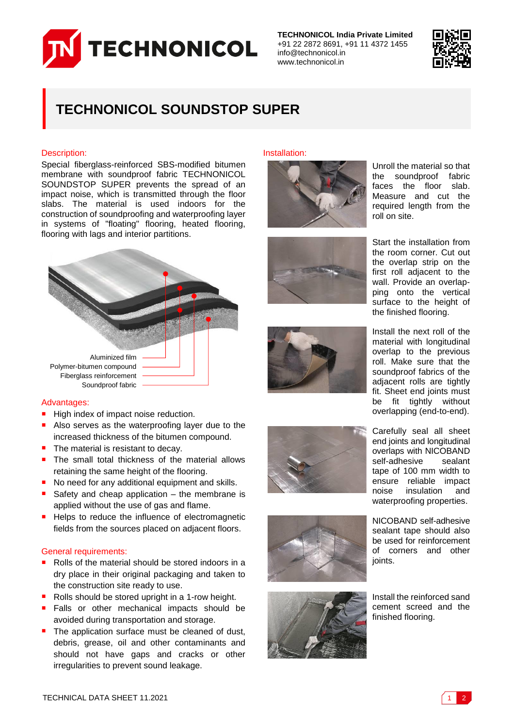**TECHNONICOL India Private Limited**
+91 22 2872 8691, +91 11 4372 1455
info@technonicol.in
www.technonicol.in

# TECHNONICOL SOUNDSTOP SUPER

## Description:

Special fiberglass-reinforced SBS-modified bitumen membrane with soundproof fabric TECHNONICOL SOUNDSTOP SUPER prevents the spread of an impact noise, which is transmitted through the floor slabs. The material is used indoors for the construction of soundproofing and waterproofing layer in systems of "floating" flooring, heated flooring, flooring with lags and interior partitions.

Aluminized film
Polymer-bitumen compound
Fiberglass reinforcement
Soundproof fabric

## Advantages:

- High index of impact noise reduction.
- Also serves as the waterproofing layer due to the increased thickness of the bitumen compound.
- The material is resistant to decay.
- The small total thickness of the material allows retaining the same height of the flooring.
- No need for any additional equipment and skills.
- Safety and cheap application – the membrane is applied without the use of gas and flame.
- Helps to reduce the influence of electromagnetic fields from the sources placed on adjacent floors.

## General requirements:

- Rolls of the material should be stored indoors in a dry place in their original packaging and taken to the construction site ready to use.
- Rolls should be stored upright in a 1-row height.
- Falls or other mechanical impacts should be avoided during transportation and storage.
- The application surface must be cleaned of dust, debris, grease, oil and other contaminants and should not have gaps and cracks or other irregularities to prevent sound leakage.

## Installation:

Unroll the material so that the soundproof fabric faces the floor slab. Measure and cut the required length from the roll on site.

Start the installation from the room corner. Cut out the overlap strip on the first roll adjacent to the wall. Provide an overlapping onto the vertical surface to the height of the finished flooring.

Install the next roll of the material with longitudinal overlap to the previous roll. Make sure that the soundproof fabrics of the adjacent rolls are tightly fit. Sheet end joints must be fit tightly without overlapping (end-to-end).

Carefully seal all sheet end joints and longitudinal overlaps with NICOBAND self-adhesive sealant tape of 100 mm width to ensure reliable impact noise insulation and waterproofing properties.

NICOBAND self-adhesive sealant tape should also be used for reinforcement of corners and other joints.

Install the reinforced sand cement screed and the finished flooring.

TECHNICAL DATA SHEET 11.2021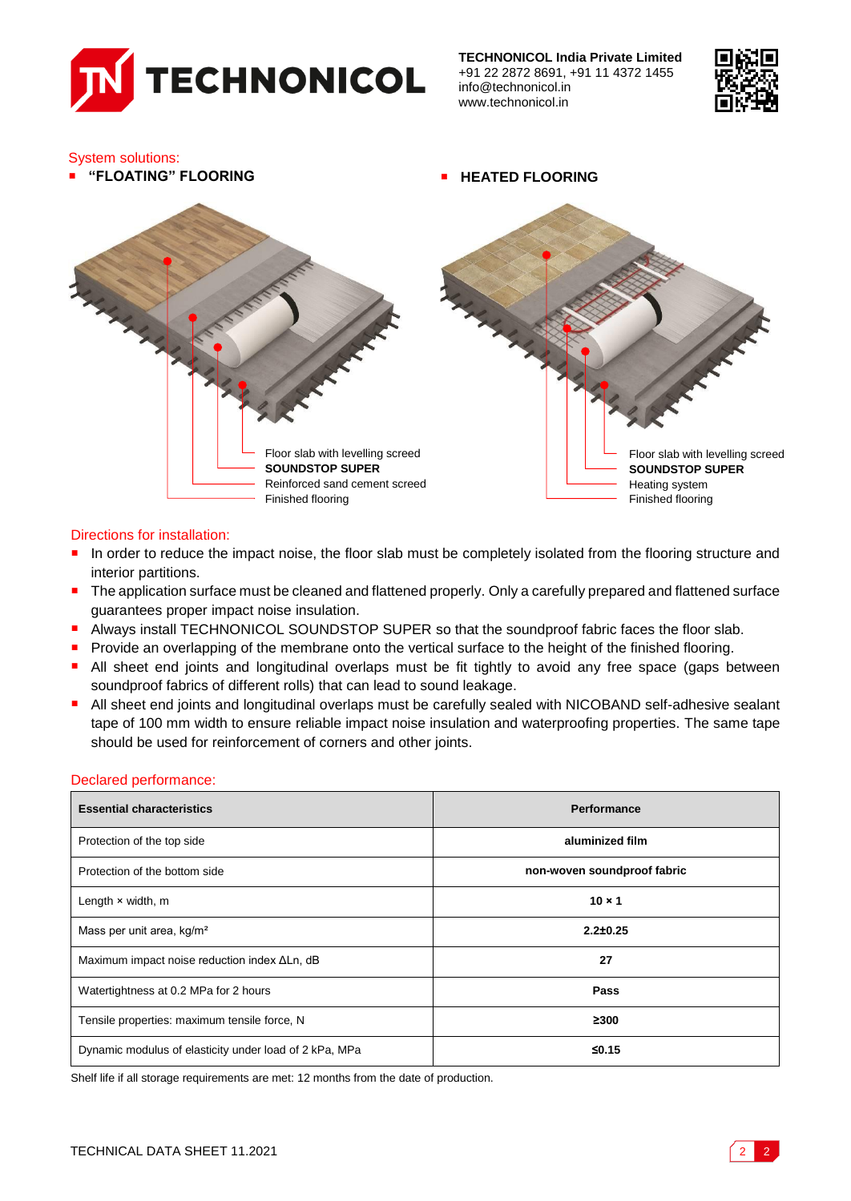System solutions:

- **"FLOATING" FLOORING**

Floor slab with levelling screed
**SOUNDSTOP SUPER**
Reinforced sand cement screed
Finished flooring

- **HEATED FLOORING**

Floor slab with levelling screed
**SOUNDSTOP SUPER**
Heating system
Finished flooring

Directions for installation:

- In order to reduce the impact noise, the floor slab must be completely isolated from the flooring structure and interior partitions.
- The application surface must be cleaned and flattened properly. Only a carefully prepared and flattened surface guarantees proper impact noise insulation.
- Always install TECHNONICOL SOUNDSTOP SUPER so that the soundproof fabric faces the floor slab.
- Provide an overlapping of the membrane onto the vertical surface to the height of the finished flooring.
- All sheet end joints and longitudinal overlaps must be fit tightly to avoid any free space (gaps between soundproof fabrics of different rolls) that can lead to sound leakage.
- All sheet end joints and longitudinal overlaps must be carefully sealed with NICOBAND self-adhesive sealant tape of 100 mm width to ensure reliable impact noise insulation and waterproofing properties. The same tape should be used for reinforcement of corners and other joints.

Declared performance:

| Essential characteristics | Performance |
|---|---|
| Protection of the top side | **aluminized film** |
| Protection of the bottom side | **non-woven soundproof fabric** |
| Length × width, m | **10 × 1** |
| Mass per unit area, kg/m² | **2.2±0.25** |
| Maximum impact noise reduction index ΔLn, dB | **27** |
| Watertightness at 0.2 MPa for 2 hours | **Pass** |
| Tensile properties: maximum tensile force, N | **≥300** |
| Dynamic modulus of elasticity under load of 2 kPa, MPa | **≤0.15** |

Shelf life if all storage requirements are met: 12 months from the date of production.

TECHNICAL DATA SHEET 11.2021